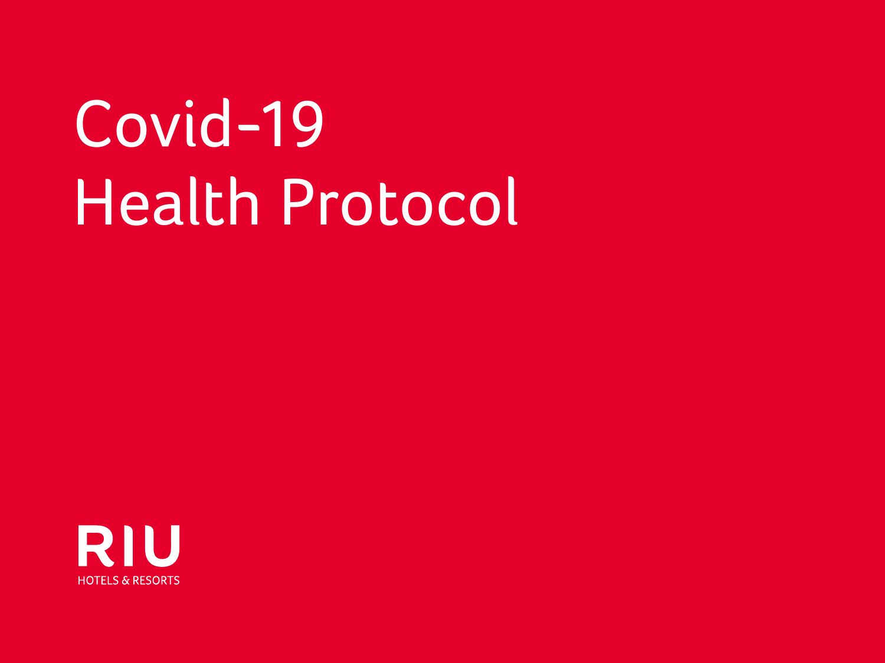# Covid-19 Health Protocol

RIU

HOTELS & RESORTS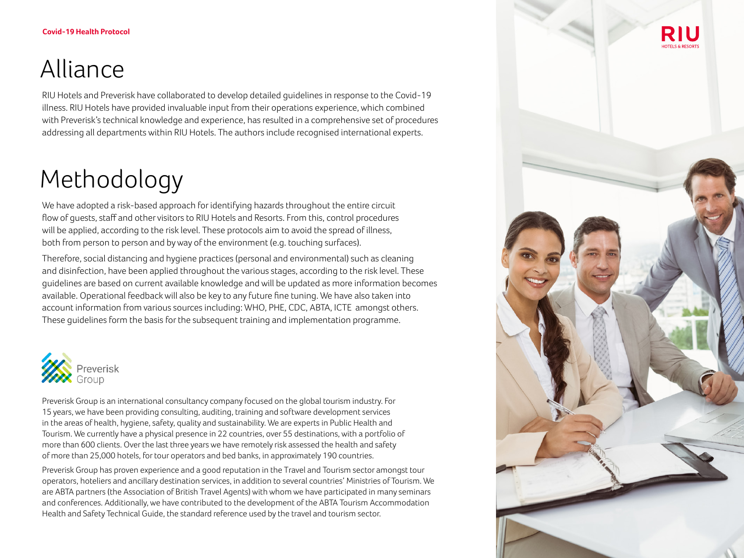# Alliance

RIU Hotels and Preverisk have collaborated to develop detailed guidelines in response to the Covid-19 illness. RIU Hotels have provided invaluable input from their operations experience, which combined with Preverisk's technical knowledge and experience, has resulted in a comprehensive set of procedures addressing all departments within RIU Hotels. The authors include recognised international experts.

# Methodology

We have adopted a risk-based approach for identifying hazards throughout the entire circuit flow of guests, staff and other visitors to RIU Hotels and Resorts. From this, control procedures will be applied, according to the risk level. These protocols aim to avoid the spread of illness, both from person to person and by way of the environment (e.g. touching surfaces).

Therefore, social distancing and hygiene practices (personal and environmental) such as cleaning and disinfection, have been applied throughout the various stages, according to the risk level. These guidelines are based on current available knowledge and will be updated as more information becomes available. Operational feedback will also be key to any future fine tuning. We have also taken into account information from various sources including: WHO, PHE, CDC, ABTA, ICTE amongst others. These guidelines form the basis for the subsequent training and implementation programme.

Preverisk Group

Preverisk Group is an international consultancy company focused on the global tourism industry. For 15 years, we have been providing consulting, auditing, training and software development services in the areas of health, hygiene, safety, quality and sustainability. We are experts in Public Health and Tourism. We currently have a physical presence in 22 countries, over 55 destinations, with a portfolio of more than 600 clients. Over the last three years we have remotely risk assessed the health and safety of more than 25,000 hotels, for tour operators and bed banks, in approximately 190 countries.

Preverisk Group has proven experience and a good reputation in the Travel and Tourism sector amongst tour operators, hoteliers and ancillary destination services, in addition to several countries' Ministries of Tourism. We are ABTA partners (the Association of British Travel Agents) with whom we have participated in many seminars and conferences. Additionally, we have contributed to the development of the ABTA Tourism Accommodation Health and Safety Technical Guide, the standard reference used by the travel and tourism sector.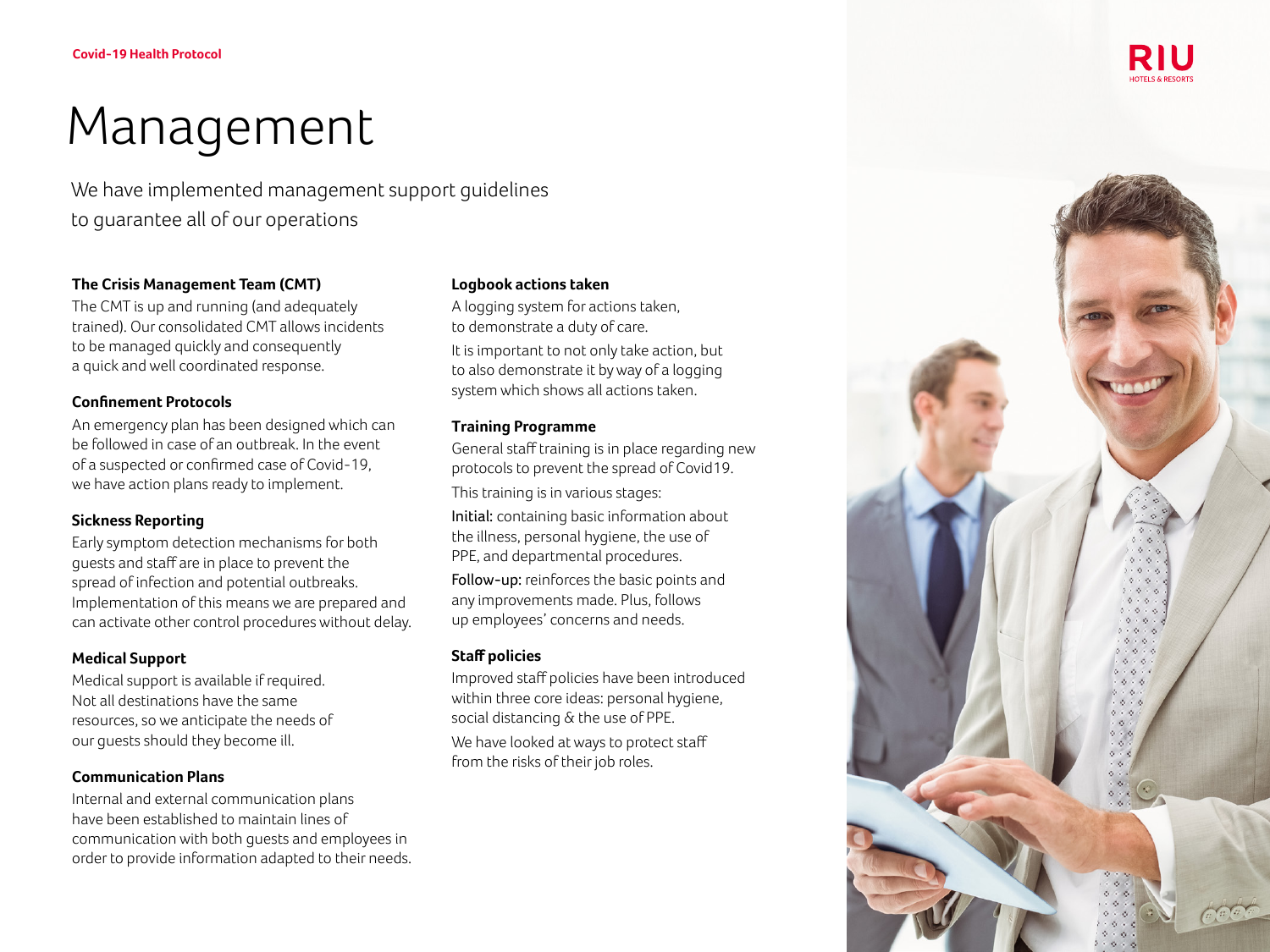# Management

We have implemented management support guidelines to guarantee all of our operations

### The Crisis Management Team (CMT)

The CMT is up and running (and adequately trained). Our consolidated CMT allows incidents to be managed quickly and consequently a quick and well coordinated response.

### Confinement Protocols

An emergency plan has been designed which can be followed in case of an outbreak. In the event of a suspected or confirmed case of Covid-19, we have action plans ready to implement.

### Sickness Reporting

Early symptom detection mechanisms for both guests and staff are in place to prevent the spread of infection and potential outbreaks. Implementation of this means we are prepared and can activate other control procedures without delay.

### Medical Support

Medical support is available if required. Not all destinations have the same resources, so we anticipate the needs of our guests should they become ill.

### Communication Plans

Internal and external communication plans have been established to maintain lines of communication with both guests and employees in order to provide information adapted to their needs.

### Logbook actions taken

A logging system for actions taken, to demonstrate a duty of care.

It is important to not only take action, but to also demonstrate it by way of a logging system which shows all actions taken.

### Training Programme

General staff training is in place regarding new protocols to prevent the spread of Covid19.

This training is in various stages:

Initial: containing basic information about the illness, personal hygiene, the use of PPE, and departmental procedures.

Follow-up: reinforces the basic points and any improvements made. Plus, follows up employees' concerns and needs.

### Staff policies

Improved staff policies have been introduced within three core ideas: personal hygiene, social distancing & the use of PPE.

We have looked at ways to protect staff from the risks of their job roles.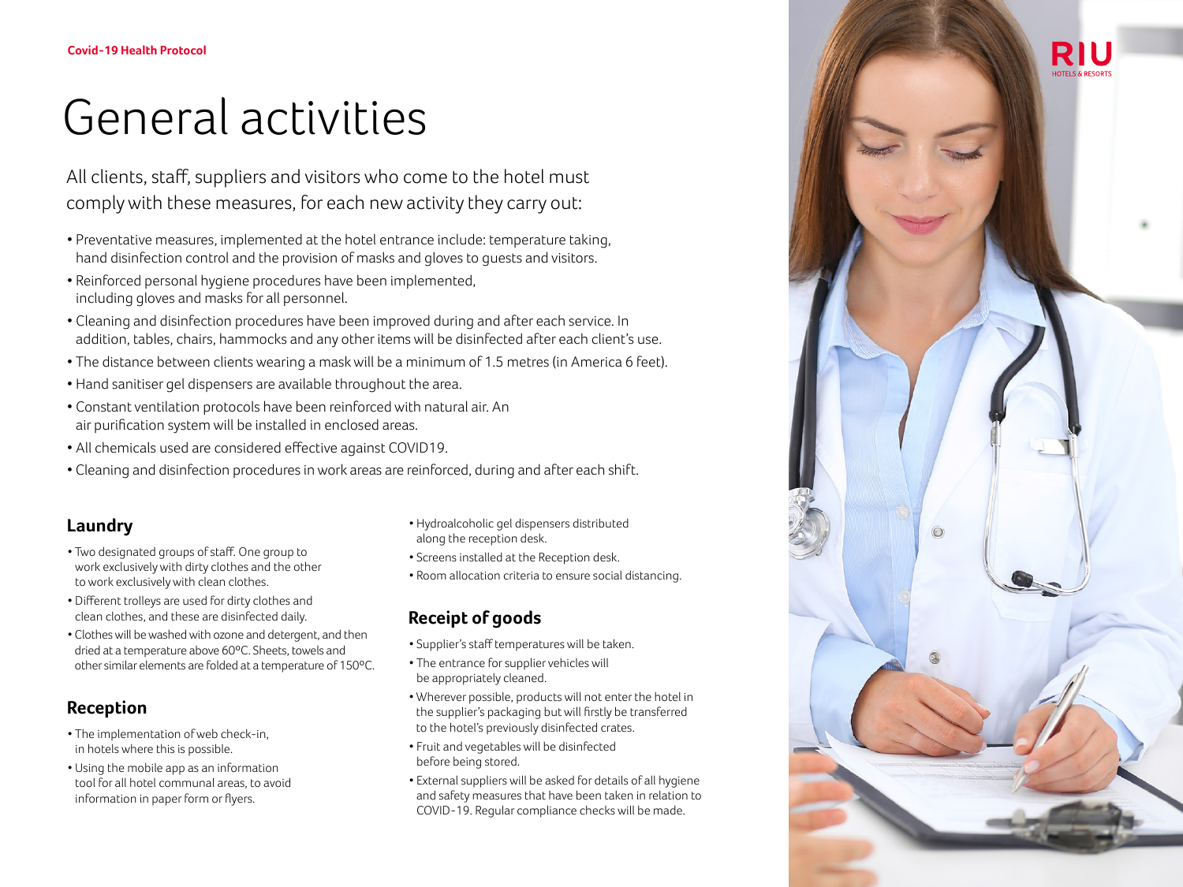Covid-19 Health Protocol

# General activities

All clients, staff, suppliers and visitors who come to the hotel must comply with these measures, for each new activity they carry out:

- Preventative measures, implemented at the hotel entrance include: temperature taking, hand disinfection control and the provision of masks and gloves to guests and visitors.
- Reinforced personal hygiene procedures have been implemented, including gloves and masks for all personnel.
- Cleaning and disinfection procedures have been improved during and after each service. In addition, tables, chairs, hammocks and any other items will be disinfected after each client's use.
- The distance between clients wearing a mask will be a minimum of 1.5 metres (in America 6 feet).
- Hand sanitiser gel dispensers are available throughout the area.
- Constant ventilation protocols have been reinforced with natural air. An air purification system will be installed in enclosed areas.
- All chemicals used are considered effective against COVID19.
- Cleaning and disinfection procedures in work areas are reinforced, during and after each shift.

## Laundry

- Two designated groups of staff. One group to work exclusively with dirty clothes and the other to work exclusively with clean clothes.
- Different trolleys are used for dirty clothes and clean clothes, and these are disinfected daily.
- Clothes will be washed with ozone and detergent, and then dried at a temperature above 60ºC. Sheets, towels and other similar elements are folded at a temperature of 150ºC.

## Reception

- The implementation of web check-in, in hotels where this is possible.
- Using the mobile app as an information tool for all hotel communal areas, to avoid information in paper form or flyers.
- Hydroalcoholic gel dispensers distributed along the reception desk.
- Screens installed at the Reception desk.
- Room allocation criteria to ensure social distancing.

## Receipt of goods

- Supplier's staff temperatures will be taken.
- The entrance for supplier vehicles will be appropriately cleaned.
- Wherever possible, products will not enter the hotel in the supplier's packaging but will firstly be transferred to the hotel's previously disinfected crates.
- Fruit and vegetables will be disinfected before being stored.
- External suppliers will be asked for details of all hygiene and safety measures that have been taken in relation to COVID-19. Regular compliance checks will be made.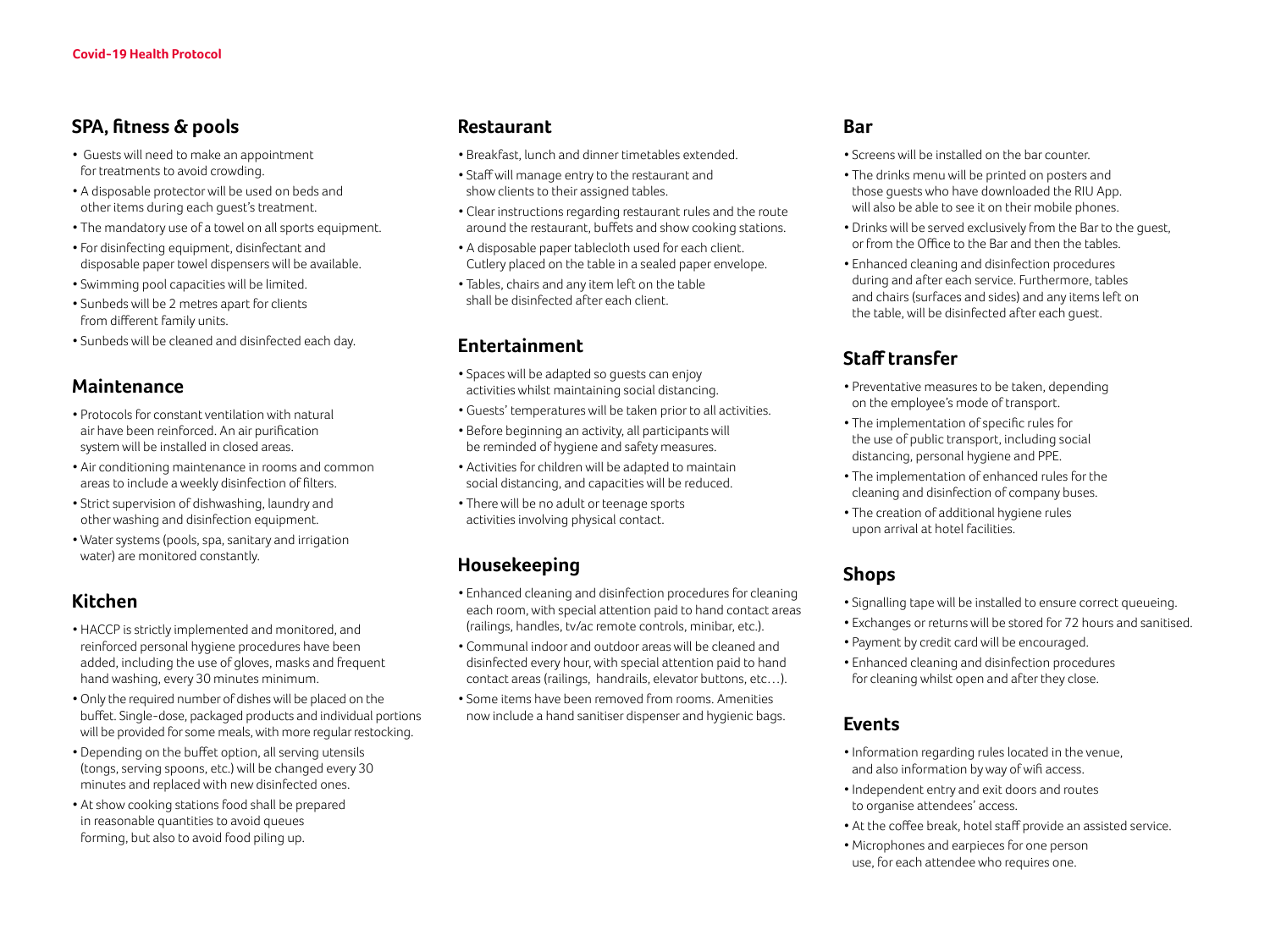## SPA, fitness & pools

- Guests will need to make an appointment for treatments to avoid crowding.
- A disposable protector will be used on beds and other items during each guest's treatment.
- The mandatory use of a towel on all sports equipment.
- For disinfecting equipment, disinfectant and disposable paper towel dispensers will be available.
- Swimming pool capacities will be limited.
- Sunbeds will be 2 metres apart for clients from different family units.
- Sunbeds will be cleaned and disinfected each day.

## Maintenance

- Protocols for constant ventilation with natural air have been reinforced. An air purification system will be installed in closed areas.
- Air conditioning maintenance in rooms and common areas to include a weekly disinfection of filters.
- Strict supervision of dishwashing, laundry and other washing and disinfection equipment.
- Water systems (pools, spa, sanitary and irrigation water) are monitored constantly.

## Kitchen

- HACCP is strictly implemented and monitored, and reinforced personal hygiene procedures have been added, including the use of gloves, masks and frequent hand washing, every 30 minutes minimum.
- Only the required number of dishes will be placed on the buffet. Single-dose, packaged products and individual portions will be provided for some meals, with more regular restocking.
- Depending on the buffet option, all serving utensils (tongs, serving spoons, etc.) will be changed every 30 minutes and replaced with new disinfected ones.
- At show cooking stations food shall be prepared in reasonable quantities to avoid queues forming, but also to avoid food piling up.

## Restaurant

- Breakfast, lunch and dinner timetables extended.
- Staff will manage entry to the restaurant and show clients to their assigned tables.
- Clear instructions regarding restaurant rules and the route around the restaurant, buffets and show cooking stations.
- A disposable paper tablecloth used for each client. Cutlery placed on the table in a sealed paper envelope.
- Tables, chairs and any item left on the table shall be disinfected after each client.

## Entertainment

- Spaces will be adapted so guests can enjoy activities whilst maintaining social distancing.
- Guests' temperatures will be taken prior to all activities.
- Before beginning an activity, all participants will be reminded of hygiene and safety measures.
- Activities for children will be adapted to maintain social distancing, and capacities will be reduced.
- There will be no adult or teenage sports activities involving physical contact.

## Housekeeping

- Enhanced cleaning and disinfection procedures for cleaning each room, with special attention paid to hand contact areas (railings, handles, tv/ac remote controls, minibar, etc.).
- Communal indoor and outdoor areas will be cleaned and disinfected every hour, with special attention paid to hand contact areas (railings, handrails, elevator buttons, etc…).
- Some items have been removed from rooms. Amenities now include a hand sanitiser dispenser and hygienic bags.

## Bar

- Screens will be installed on the bar counter.
- The drinks menu will be printed on posters and those guests who have downloaded the RIU App. will also be able to see it on their mobile phones.
- Drinks will be served exclusively from the Bar to the guest, or from the Office to the Bar and then the tables.
- Enhanced cleaning and disinfection procedures during and after each service. Furthermore, tables and chairs (surfaces and sides) and any items left on the table, will be disinfected after each guest.

## Staff transfer

- Preventative measures to be taken, depending on the employee's mode of transport.
- The implementation of specific rules for the use of public transport, including social distancing, personal hygiene and PPE.
- The implementation of enhanced rules for the cleaning and disinfection of company buses.
- The creation of additional hygiene rules upon arrival at hotel facilities.

## Shops

- Signalling tape will be installed to ensure correct queueing.
- Exchanges or returns will be stored for 72 hours and sanitised.
- Payment by credit card will be encouraged.
- Enhanced cleaning and disinfection procedures for cleaning whilst open and after they close.

## Events

- Information regarding rules located in the venue, and also information by way of wifi access.
- Independent entry and exit doors and routes to organise attendees' access.
- At the coffee break, hotel staff provide an assisted service.
- Microphones and earpieces for one person use, for each attendee who requires one.